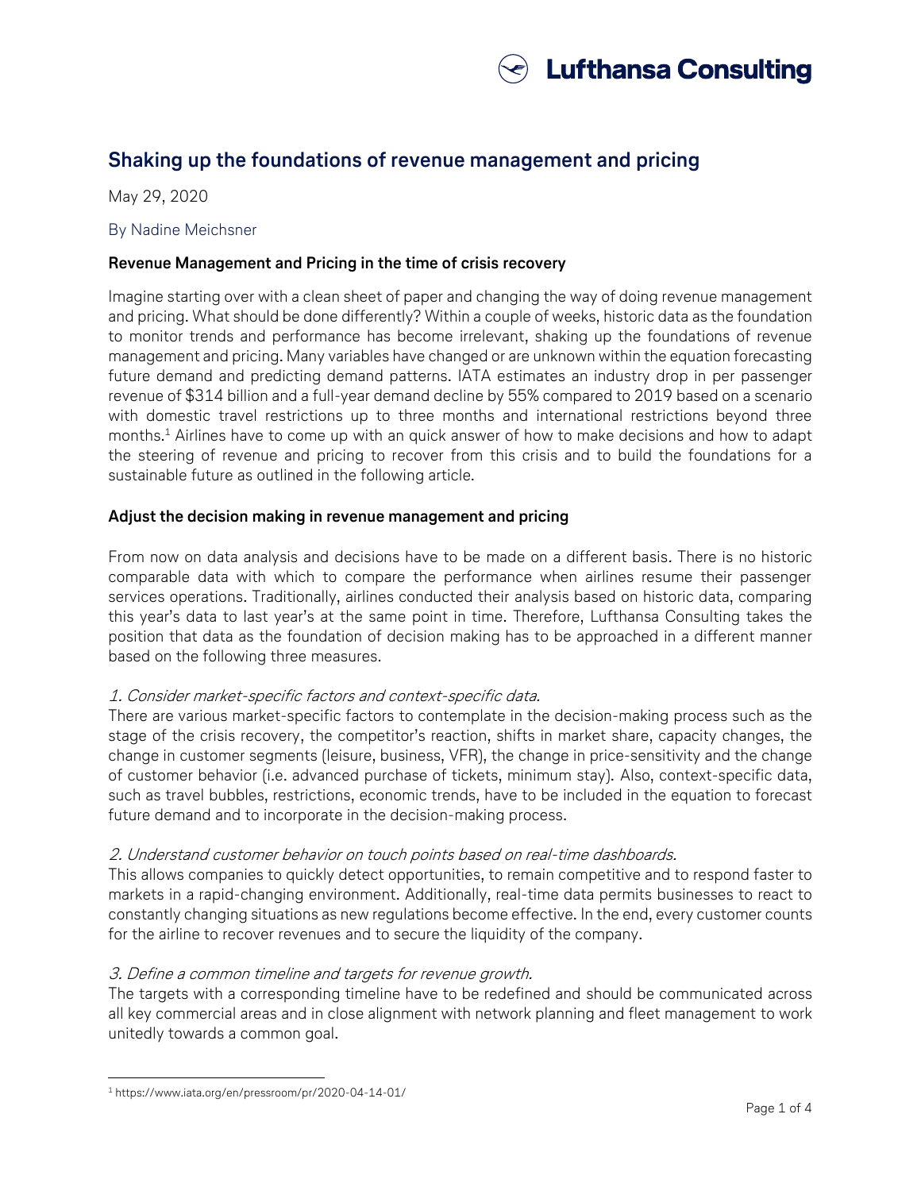# Shaking up the foundations of revenue management and pricing

May 29, 2020

By Nadine Meichsner

## Revenue Management and Pricing in the time of crisis recovery

Imagine starting over with a clean sheet of paper and changing the way of doing revenue management and pricing. What should be done differently? Within a couple of weeks, historic data as the foundation to monitor trends and performance has become irrelevant, shaking up the foundations of revenue management and pricing. Many variables have changed or are unknown within the equation forecasting future demand and predicting demand patterns. IATA estimates an industry drop in per passenger revenue of $314 billion and a full-year demand decline by 55% compared to 2019 based on a scenario with domestic travel restrictions up to three months and international restrictions beyond three months.[1] Airlines have to come up with an quick answer of how to make decisions and how to adapt the steering of revenue and pricing to recover from this crisis and to build the foundations for a sustainable future as outlined in the following article.

## Adjust the decision making in revenue management and pricing

From now on data analysis and decisions have to be made on a different basis. There is no historic comparable data with which to compare the performance when airlines resume their passenger services operations. Traditionally, airlines conducted their analysis based on historic data, comparing this year's data to last year's at the same point in time. Therefore, Lufthansa Consulting takes the position that data as the foundation of decision making has to be approached in a different manner based on the following three measures.

*1. Consider market-specific factors and context-specific data.*

There are various market-specific factors to contemplate in the decision-making process such as the stage of the crisis recovery, the competitor's reaction, shifts in market share, capacity changes, the change in customer segments (leisure, business, VFR), the change in price-sensitivity and the change of customer behavior (i.e. advanced purchase of tickets, minimum stay). Also, context-specific data, such as travel bubbles, restrictions, economic trends, have to be included in the equation to forecast future demand and to incorporate in the decision-making process.

*2. Understand customer behavior on touch points based on real-time dashboards.*

This allows companies to quickly detect opportunities, to remain competitive and to respond faster to markets in a rapid-changing environment. Additionally, real-time data permits businesses to react to constantly changing situations as new regulations become effective. In the end, every customer counts for the airline to recover revenues and to secure the liquidity of the company.

*3. Define a common timeline and targets for revenue growth.*

The targets with a corresponding timeline have to be redefined and should be communicated across all key commercial areas and in close alignment with network planning and fleet management to work unitedly towards a common goal.

---

[1] https://www.iata.org/en/pressroom/pr/2020-04-14-01/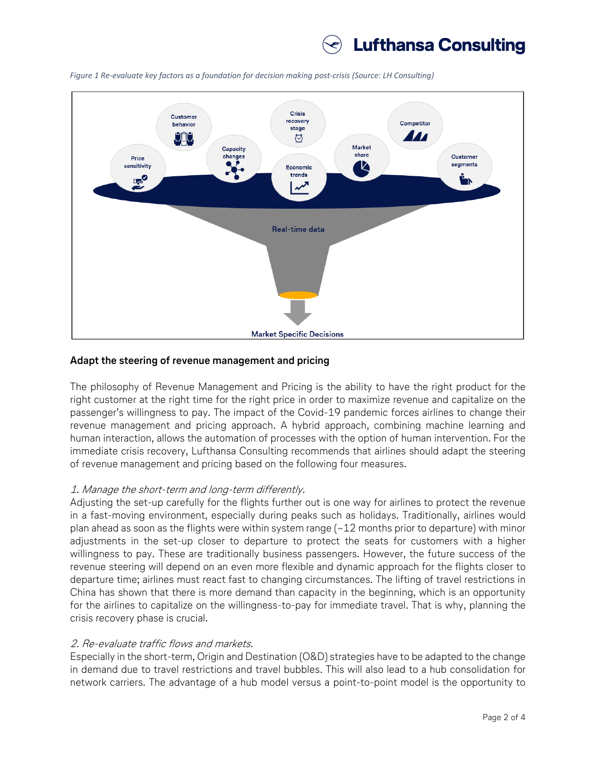*Figure 1 Re-evaluate key factors as a foundation for decision making post-crisis (Source: LH Consulting)*

### Adapt the steering of revenue management and pricing

The philosophy of Revenue Management and Pricing is the ability to have the right product for the right customer at the right time for the right price in order to maximize revenue and capitalize on the passenger's willingness to pay. The impact of the Covid-19 pandemic forces airlines to change their revenue management and pricing approach. A hybrid approach, combining machine learning and human interaction, allows the automation of processes with the option of human intervention. For the immediate crisis recovery, Lufthansa Consulting recommends that airlines should adapt the steering of revenue management and pricing based on the following four measures.

*1. Manage the short-term and long-term differently.*

Adjusting the set-up carefully for the flights further out is one way for airlines to protect the revenue in a fast-moving environment, especially during peaks such as holidays. Traditionally, airlines would plan ahead as soon as the flights were within system range (~12 months prior to departure) with minor adjustments in the set-up closer to departure to protect the seats for customers with a higher willingness to pay. These are traditionally business passengers. However, the future success of the revenue steering will depend on an even more flexible and dynamic approach for the flights closer to departure time; airlines must react fast to changing circumstances. The lifting of travel restrictions in China has shown that there is more demand than capacity in the beginning, which is an opportunity for the airlines to capitalize on the willingness-to-pay for immediate travel. That is why, planning the crisis recovery phase is crucial.

*2. Re-evaluate traffic flows and markets.*

Especially in the short-term, Origin and Destination (O&D) strategies have to be adapted to the change in demand due to travel restrictions and travel bubbles. This will also lead to a hub consolidation for network carriers. The advantage of a hub model versus a point-to-point model is the opportunity to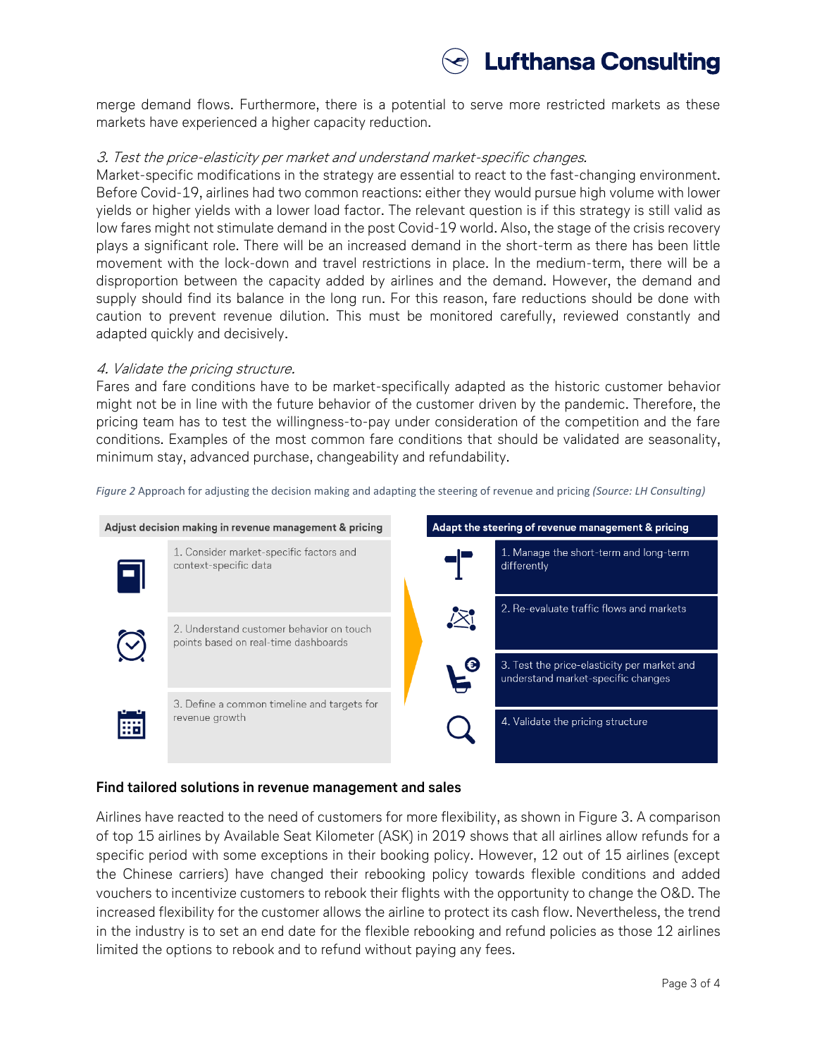merge demand flows. Furthermore, there is a potential to serve more restricted markets as these markets have experienced a higher capacity reduction.

*3. Test the price-elasticity per market and understand market-specific changes.*

Market-specific modifications in the strategy are essential to react to the fast-changing environment. Before Covid-19, airlines had two common reactions: either they would pursue high volume with lower yields or higher yields with a lower load factor. The relevant question is if this strategy is still valid as low fares might not stimulate demand in the post Covid-19 world. Also, the stage of the crisis recovery plays a significant role. There will be an increased demand in the short-term as there has been little movement with the lock-down and travel restrictions in place. In the medium-term, there will be a disproportion between the capacity added by airlines and the demand. However, the demand and supply should find its balance in the long run. For this reason, fare reductions should be done with caution to prevent revenue dilution. This must be monitored carefully, reviewed constantly and adapted quickly and decisively.

*4. Validate the pricing structure.*

Fares and fare conditions have to be market-specifically adapted as the historic customer behavior might not be in line with the future behavior of the customer driven by the pandemic. Therefore, the pricing team has to test the willingness-to-pay under consideration of the competition and the fare conditions. Examples of the most common fare conditions that should be validated are seasonality, minimum stay, advanced purchase, changeability and refundability.

*Figure 2* Approach for adjusting the decision making and adapting the steering of revenue and pricing *(Source: LH Consulting)*

| Adjust decision making in revenue management & pricing | Adapt the steering of revenue management & pricing |
| --- | --- |
| 1. Consider market-specific factors and context-specific data | 1. Manage the short-term and long-term differently |
| 2. Understand customer behavior on touch points based on real-time dashboards | 2. Re-evaluate traffic flows and markets |
| 3. Define a common timeline and targets for revenue growth | 3. Test the price-elasticity per market and understand market-specific changes |
| | 4. Validate the pricing structure |

## Find tailored solutions in revenue management and sales

Airlines have reacted to the need of customers for more flexibility, as shown in Figure 3. A comparison of top 15 airlines by Available Seat Kilometer (ASK) in 2019 shows that all airlines allow refunds for a specific period with some exceptions in their booking policy. However, 12 out of 15 airlines (except the Chinese carriers) have changed their rebooking policy towards flexible conditions and added vouchers to incentivize customers to rebook their flights with the opportunity to change the O&D. The increased flexibility for the customer allows the airline to protect its cash flow. Nevertheless, the trend in the industry is to set an end date for the flexible rebooking and refund policies as those 12 airlines limited the options to rebook and to refund without paying any fees.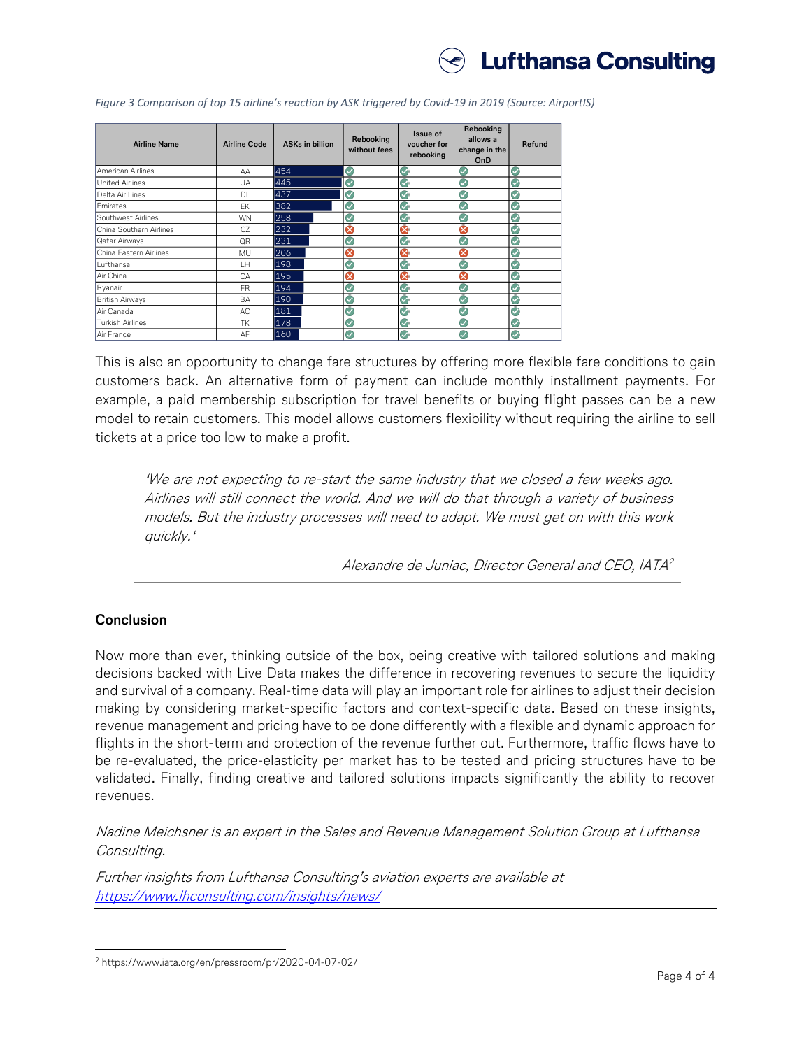*Figure 3 Comparison of top 15 airline's reaction by ASK triggered by Covid-19 in 2019 (Source: AirportIS)*

| Airline Name | Airline Code | ASKs in billion | Rebooking without fees | Issue of voucher for rebooking | Rebooking allows a change in the OnD | Refund |
|---|---|---|---|---|---|---|
| American Airlines | AA | 454 | ✓ | ✓ | ✓ | ✓ |
| United Airlines | UA | 445 | ✓ | ✓ | ✓ | ✓ |
| Delta Air Lines | DL | 437 | ✓ | ✓ | ✓ | ✓ |
| Emirates | EK | 382 | ✓ | ✓ | ✓ | ✓ |
| Southwest Airlines | WN | 258 | ✓ | ✓ | ✓ | ✓ |
| China Southern Airlines | CZ | 232 | ✗ | ✗ | ✗ | ✓ |
| Qatar Airways | QR | 231 | ✓ | ✓ | ✓ | ✓ |
| China Eastern Airlines | MU | 206 | ✗ | ✗ | ✗ | ✓ |
| Lufthansa | LH | 198 | ✓ | ✓ | ✓ | ✓ |
| Air China | CA | 195 | ✗ | ✗ | ✗ | ✓ |
| Ryanair | FR | 194 | ✓ | ✓ | ✓ | ✓ |
| British Airways | BA | 190 | ✓ | ✓ | ✓ | ✓ |
| Air Canada | AC | 181 | ✓ | ✓ | ✓ | ✓ |
| Turkish Airlines | TK | 178 | ✓ | ✓ | ✓ | ✓ |
| Air France | AF | 160 | ✓ | ✓ | ✓ | ✓ |

This is also an opportunity to change fare structures by offering more flexible fare conditions to gain customers back. An alternative form of payment can include monthly installment payments. For example, a paid membership subscription for travel benefits or buying flight passes can be a new model to retain customers. This model allows customers flexibility without requiring the airline to sell tickets at a price too low to make a profit.

> *'We are not expecting to re-start the same industry that we closed a few weeks ago. Airlines will still connect the world. And we will do that through a variety of business models. But the industry processes will need to adapt. We must get on with this work quickly.'*
>
> *Alexandre de Juniac, Director General and CEO, IATA*[2]

## Conclusion

Now more than ever, thinking outside of the box, being creative with tailored solutions and making decisions backed with Live Data makes the difference in recovering revenues to secure the liquidity and survival of a company. Real-time data will play an important role for airlines to adjust their decision making by considering market-specific factors and context-specific data. Based on these insights, revenue management and pricing have to be done differently with a flexible and dynamic approach for flights in the short-term and protection of the revenue further out. Furthermore, traffic flows have to be re-evaluated, the price-elasticity per market has to be tested and pricing structures have to be validated. Finally, finding creative and tailored solutions impacts significantly the ability to recover revenues.

*Nadine Meichsner is an expert in the Sales and Revenue Management Solution Group at Lufthansa Consulting.*

*Further insights from Lufthansa Consulting's aviation experts are available at* [*https://www.lhconsulting.com/insights/news/*](https://www.lhconsulting.com/insights/news/)

---

[2] https://www.iata.org/en/pressroom/pr/2020-04-07-02/